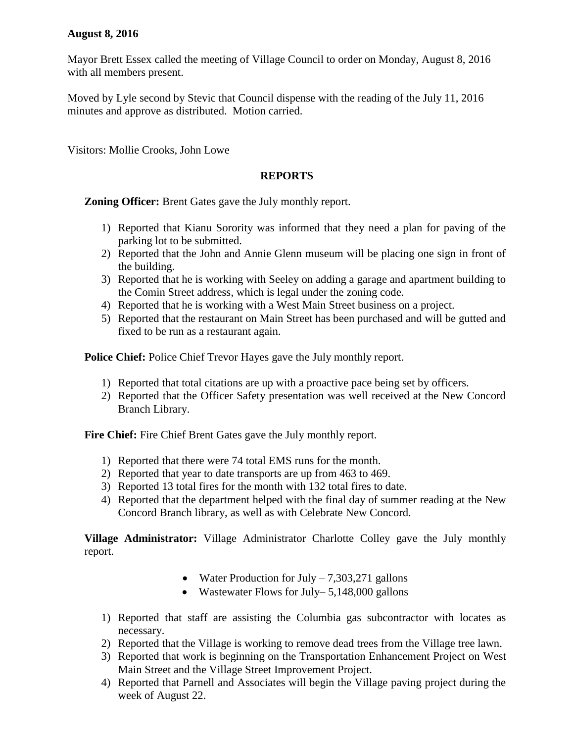**August 8, 2016**

Mayor Brett Essex called the meeting of Village Council to order on Monday, August 8, 2016 with all members present.

Moved by Lyle second by Stevic that Council dispense with the reading of the July 11, 2016 minutes and approve as distributed. Motion carried.

Visitors: Mollie Crooks, John Lowe

## REPORTS

**Zoning Officer:** Brent Gates gave the July monthly report.

1) Reported that Kianu Sorority was informed that they need a plan for paving of the parking lot to be submitted.
2) Reported that the John and Annie Glenn museum will be placing one sign in front of the building.
3) Reported that he is working with Seeley on adding a garage and apartment building to the Comin Street address, which is legal under the zoning code.
4) Reported that he is working with a West Main Street business on a project.
5) Reported that the restaurant on Main Street has been purchased and will be gutted and fixed to be run as a restaurant again.

**Police Chief:** Police Chief Trevor Hayes gave the July monthly report.

1) Reported that total citations are up with a proactive pace being set by officers.
2) Reported that the Officer Safety presentation was well received at the New Concord Branch Library.

**Fire Chief:** Fire Chief Brent Gates gave the July monthly report.

1) Reported that there were 74 total EMS runs for the month.
2) Reported that year to date transports are up from 463 to 469.
3) Reported 13 total fires for the month with 132 total fires to date.
4) Reported that the department helped with the final day of summer reading at the New Concord Branch library, as well as with Celebrate New Concord.

**Village Administrator:** Village Administrator Charlotte Colley gave the July monthly report.

- Water Production for July – 7,303,271 gallons
- Wastewater Flows for July– 5,148,000 gallons

1) Reported that staff are assisting the Columbia gas subcontractor with locates as necessary.
2) Reported that the Village is working to remove dead trees from the Village tree lawn.
3) Reported that work is beginning on the Transportation Enhancement Project on West Main Street and the Village Street Improvement Project.
4) Reported that Parnell and Associates will begin the Village paving project during the week of August 22.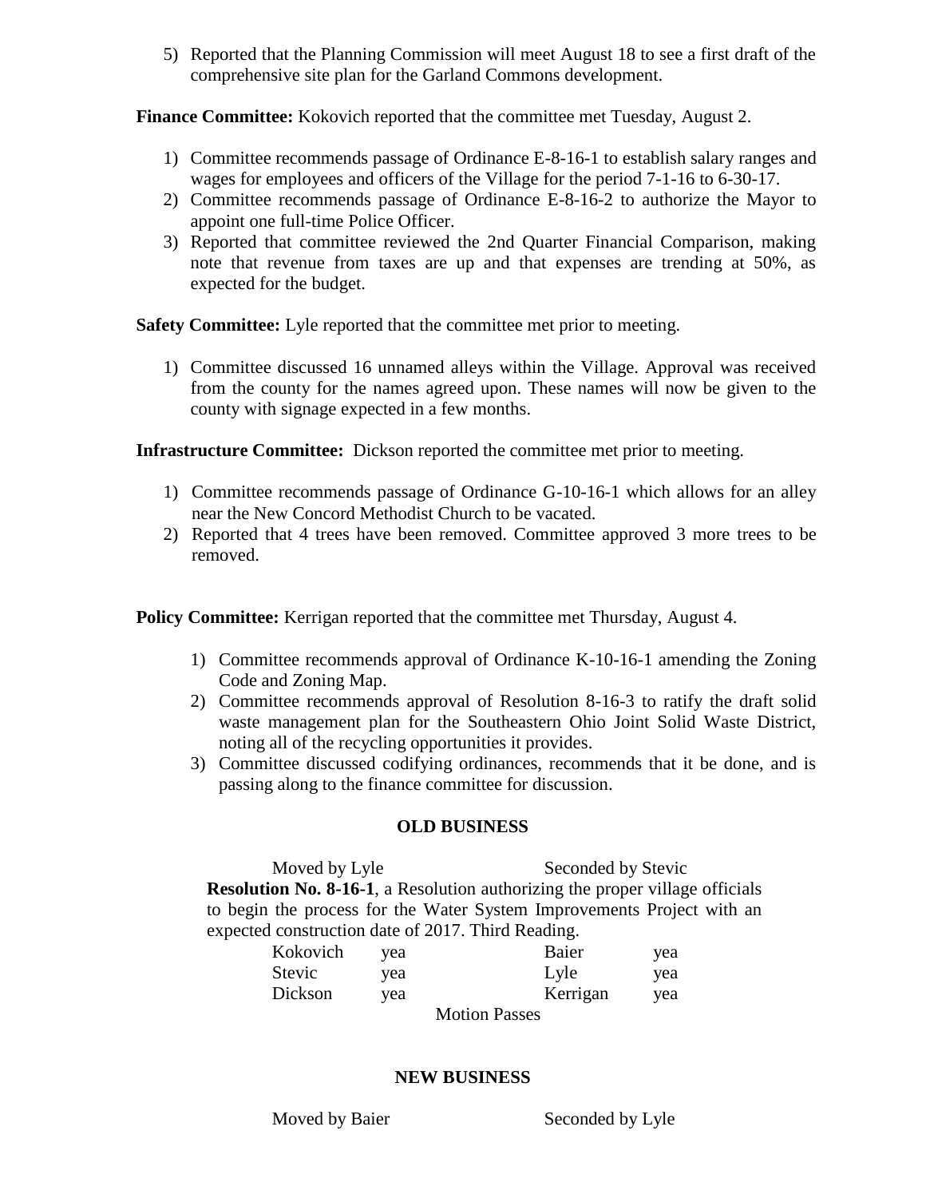5) Reported that the Planning Commission will meet August 18 to see a first draft of the comprehensive site plan for the Garland Commons development.

**Finance Committee:** Kokovich reported that the committee met Tuesday, August 2.

1) Committee recommends passage of Ordinance E-8-16-1 to establish salary ranges and wages for employees and officers of the Village for the period 7-1-16 to 6-30-17.
2) Committee recommends passage of Ordinance E-8-16-2 to authorize the Mayor to appoint one full-time Police Officer.
3) Reported that committee reviewed the 2nd Quarter Financial Comparison, making note that revenue from taxes are up and that expenses are trending at 50%, as expected for the budget.

**Safety Committee:** Lyle reported that the committee met prior to meeting.

1) Committee discussed 16 unnamed alleys within the Village. Approval was received from the county for the names agreed upon. These names will now be given to the county with signage expected in a few months.

**Infrastructure Committee:** Dickson reported the committee met prior to meeting.

1) Committee recommends passage of Ordinance G-10-16-1 which allows for an alley near the New Concord Methodist Church to be vacated.
2) Reported that 4 trees have been removed. Committee approved 3 more trees to be removed.

**Policy Committee:** Kerrigan reported that the committee met Thursday, August 4.

1) Committee recommends approval of Ordinance K-10-16-1 amending the Zoning Code and Zoning Map.
2) Committee recommends approval of Resolution 8-16-3 to ratify the draft solid waste management plan for the Southeastern Ohio Joint Solid Waste District, noting all of the recycling opportunities it provides.
3) Committee discussed codifying ordinances, recommends that it be done, and is passing along to the finance committee for discussion.

## OLD BUSINESS

Moved by Lyle Seconded by Stevic

**Resolution No. 8-16-1**, a Resolution authorizing the proper village officials to begin the process for the Water System Improvements Project with an expected construction date of 2017. Third Reading.

| | | | |
|---|---|---|---|
| Kokovich | yea | Baier | yea |
| Stevic | yea | Lyle | yea |
| Dickson | yea | Kerrigan | yea |

Motion Passes

## NEW BUSINESS

Moved by Baier Seconded by Lyle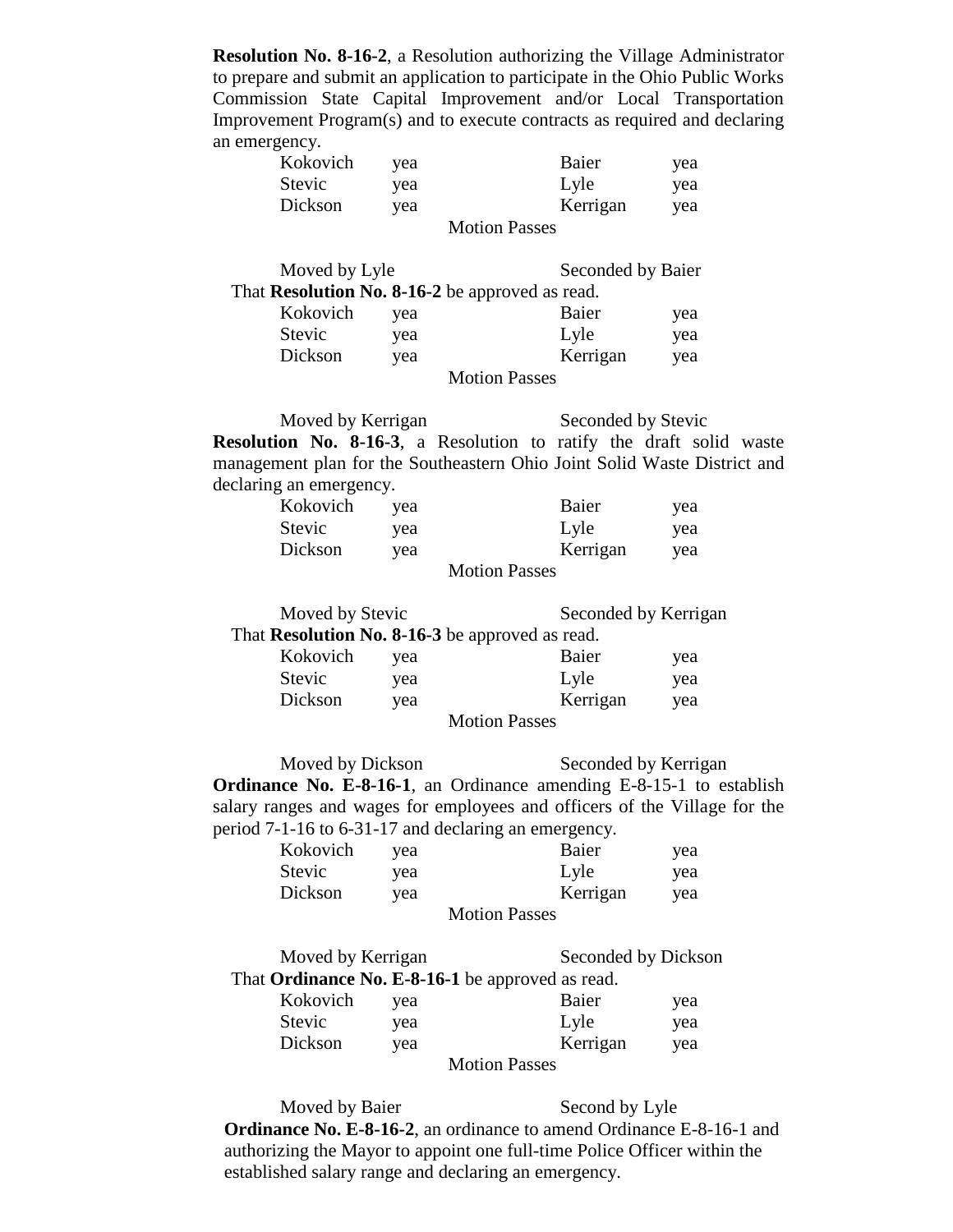**Resolution No. 8-16-2**, a Resolution authorizing the Village Administrator to prepare and submit an application to participate in the Ohio Public Works Commission State Capital Improvement and/or Local Transportation Improvement Program(s) and to execute contracts as required and declaring an emergency.

| | | | |
|---|---|---|---|
| Kokovich | yea | Baier | yea |
| Stevic | yea | Lyle | yea |
| Dickson | yea | Kerrigan | yea |

Motion Passes

Moved by Lyle  Seconded by Baier

That **Resolution No. 8-16-2** be approved as read.

| | | | |
|---|---|---|---|
| Kokovich | yea | Baier | yea |
| Stevic | yea | Lyle | yea |
| Dickson | yea | Kerrigan | yea |

Motion Passes

Moved by Kerrigan  Seconded by Stevic

**Resolution No. 8-16-3**, a Resolution to ratify the draft solid waste management plan for the Southeastern Ohio Joint Solid Waste District and declaring an emergency.

| | | | |
|---|---|---|---|
| Kokovich | yea | Baier | yea |
| Stevic | yea | Lyle | yea |
| Dickson | yea | Kerrigan | yea |

Motion Passes

Moved by Stevic  Seconded by Kerrigan

That **Resolution No. 8-16-3** be approved as read.

| | | | |
|---|---|---|---|
| Kokovich | yea | Baier | yea |
| Stevic | yea | Lyle | yea |
| Dickson | yea | Kerrigan | yea |

Motion Passes

Moved by Dickson  Seconded by Kerrigan

**Ordinance No. E-8-16-1**, an Ordinance amending E-8-15-1 to establish salary ranges and wages for employees and officers of the Village for the period 7-1-16 to 6-31-17 and declaring an emergency.

| | | | |
|---|---|---|---|
| Kokovich | yea | Baier | yea |
| Stevic | yea | Lyle | yea |
| Dickson | yea | Kerrigan | yea |

Motion Passes

Moved by Kerrigan  Seconded by Dickson

That **Ordinance No. E-8-16-1** be approved as read.

| | | | |
|---|---|---|---|
| Kokovich | yea | Baier | yea |
| Stevic | yea | Lyle | yea |
| Dickson | yea | Kerrigan | yea |

Motion Passes

Moved by Baier  Second by Lyle

**Ordinance No. E-8-16-2**, an ordinance to amend Ordinance E-8-16-1 and authorizing the Mayor to appoint one full-time Police Officer within the established salary range and declaring an emergency.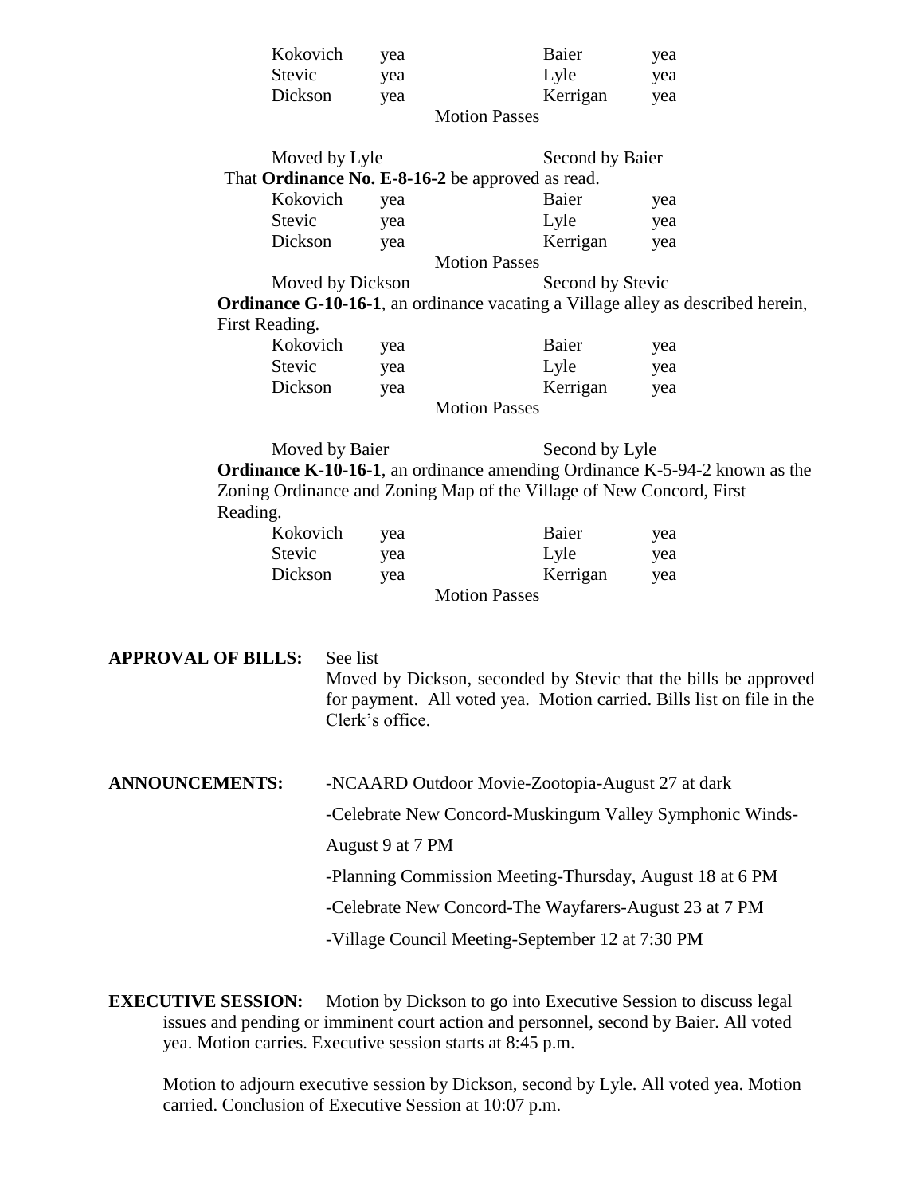| | | | |
|---|---|---|---|
| Kokovich | yea | Baier | yea |
| Stevic | yea | Lyle | yea |
| Dickson | yea | Kerrigan | yea |

Motion Passes

Moved by Lyle Second by Baier

That **Ordinance No. E-8-16-2** be approved as read.

| | | | |
|---|---|---|---|
| Kokovich | yea | Baier | yea |
| Stevic | yea | Lyle | yea |
| Dickson | yea | Kerrigan | yea |

Motion Passes

Moved by Dickson Second by Stevic

**Ordinance G-10-16-1**, an ordinance vacating a Village alley as described herein, First Reading.

| | | | |
|---|---|---|---|
| Kokovich | yea | Baier | yea |
| Stevic | yea | Lyle | yea |
| Dickson | yea | Kerrigan | yea |

Motion Passes

Moved by Baier Second by Lyle

**Ordinance K-10-16-1**, an ordinance amending Ordinance K-5-94-2 known as the Zoning Ordinance and Zoning Map of the Village of New Concord, First Reading.

| | | | |
|---|---|---|---|
| Kokovich | yea | Baier | yea |
| Stevic | yea | Lyle | yea |
| Dickson | yea | Kerrigan | yea |

Motion Passes

**APPROVAL OF BILLS:** See list

Moved by Dickson, seconded by Stevic that the bills be approved for payment. All voted yea. Motion carried. Bills list on file in the Clerk's office.

**ANNOUNCEMENTS:**

-NCAARD Outdoor Movie-Zootopia-August 27 at dark

-Celebrate New Concord-Muskingum Valley Symphonic Winds-August 9 at 7 PM

-Planning Commission Meeting-Thursday, August 18 at 6 PM

-Celebrate New Concord-The Wayfarers-August 23 at 7 PM

-Village Council Meeting-September 12 at 7:30 PM

**EXECUTIVE SESSION:** Motion by Dickson to go into Executive Session to discuss legal issues and pending or imminent court action and personnel, second by Baier. All voted yea. Motion carries. Executive session starts at 8:45 p.m.

Motion to adjourn executive session by Dickson, second by Lyle. All voted yea. Motion carried. Conclusion of Executive Session at 10:07 p.m.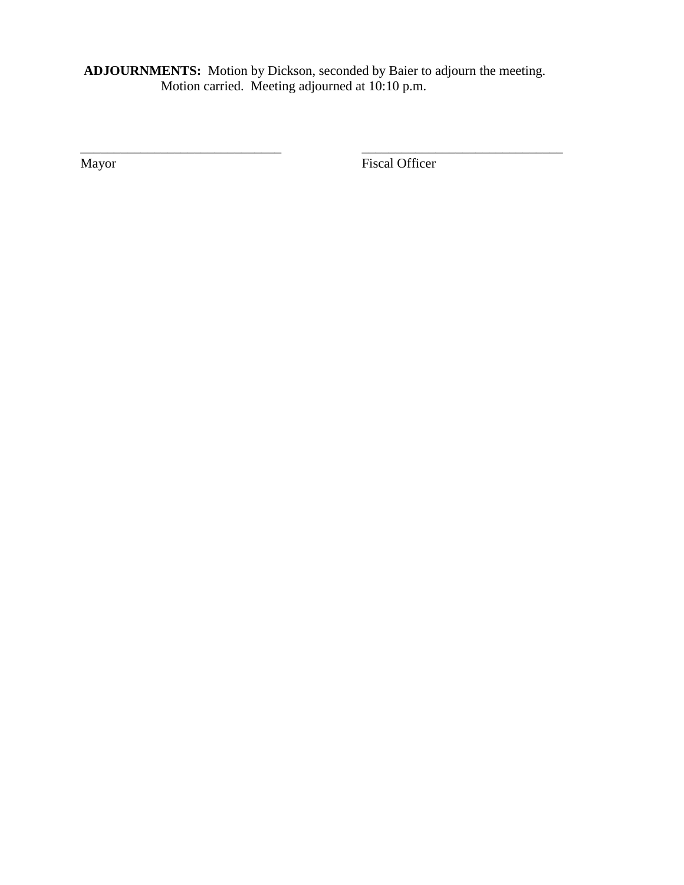**ADJOURNMENTS:** Motion by Dickson, seconded by Baier to adjourn the meeting. Motion carried. Meeting adjourned at 10:10 p.m.

_______________________________ _______________________________

Mayor Fiscal Officer